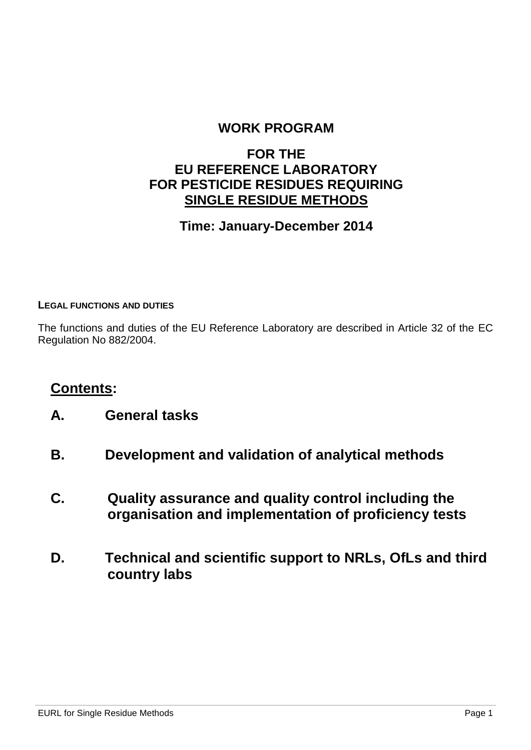# WORK PROGRAM

## FOR THE EU REFERENCE LABORATORY FOR PESTICIDE RESIDUES REQUIRING SINGLE RESIDUE METHODS

**Time: January-December 2014**

**LEGAL FUNCTIONS AND DUTIES**

The functions and duties of the EU Reference Laboratory are described in Article 32 of the EC Regulation No 882/2004.

**Contents:**

**A. General tasks**

**B. Development and validation of analytical methods**

**C. Quality assurance and quality control including the organisation and implementation of proficiency tests**

**D. Technical and scientific support to NRLs, OfLs and third country labs**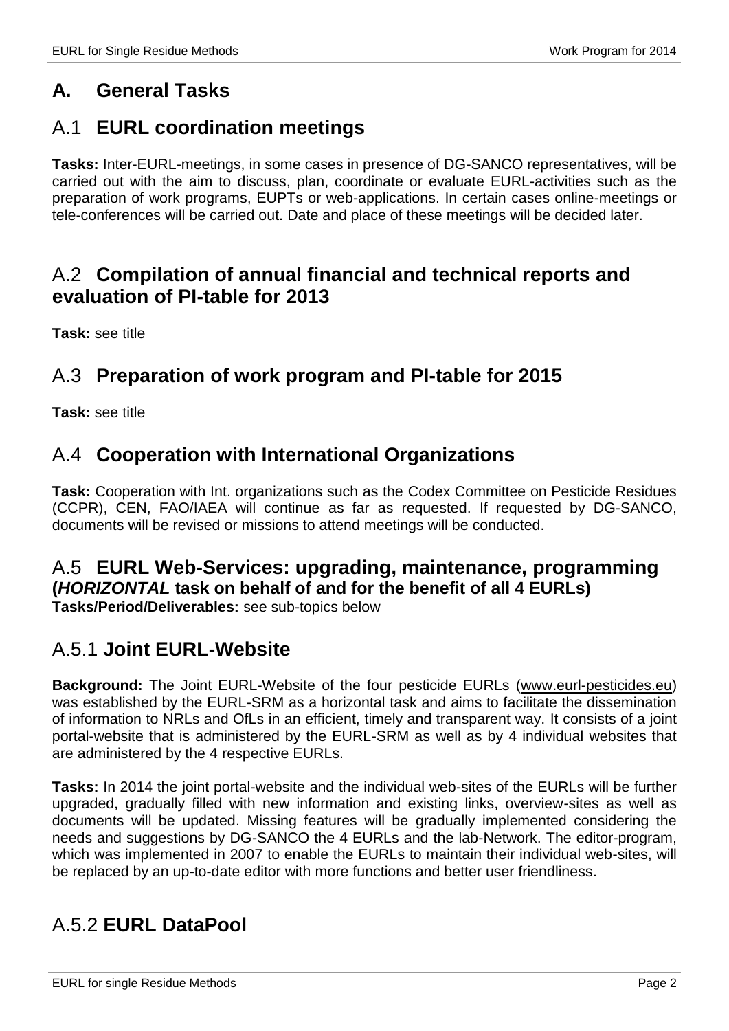# A. General Tasks

## A.1 EURL coordination meetings

**Tasks:** Inter-EURL-meetings, in some cases in presence of DG-SANCO representatives, will be carried out with the aim to discuss, plan, coordinate or evaluate EURL-activities such as the preparation of work programs, EUPTs or web-applications. In certain cases online-meetings or tele-conferences will be carried out. Date and place of these meetings will be decided later.

## A.2 Compilation of annual financial and technical reports and evaluation of PI-table for 2013

**Task:** see title

## A.3 Preparation of work program and PI-table for 2015

**Task:** see title

## A.4 Cooperation with International Organizations

**Task:** Cooperation with Int. organizations such as the Codex Committee on Pesticide Residues (CCPR), CEN, FAO/IAEA will continue as far as requested. If requested by DG-SANCO, documents will be revised or missions to attend meetings will be conducted.

## A.5 EURL Web-Services: upgrading, maintenance, programming (*HORIZONTAL* task on behalf of and for the benefit of all 4 EURLs)

**Tasks/Period/Deliverables:** see sub-topics below

## A.5.1 Joint EURL-Website

**Background:** The Joint EURL-Website of the four pesticide EURLs (www.eurl-pesticides.eu) was established by the EURL-SRM as a horizontal task and aims to facilitate the dissemination of information to NRLs and OfLs in an efficient, timely and transparent way. It consists of a joint portal-website that is administered by the EURL-SRM as well as by 4 individual websites that are administered by the 4 respective EURLs.

**Tasks:** In 2014 the joint portal-website and the individual web-sites of the EURLs will be further upgraded, gradually filled with new information and existing links, overview-sites as well as documents will be updated. Missing features will be gradually implemented considering the needs and suggestions by DG-SANCO the 4 EURLs and the lab-Network. The editor-program, which was implemented in 2007 to enable the EURLs to maintain their individual web-sites, will be replaced by an up-to-date editor with more functions and better user friendliness.

## A.5.2 EURL DataPool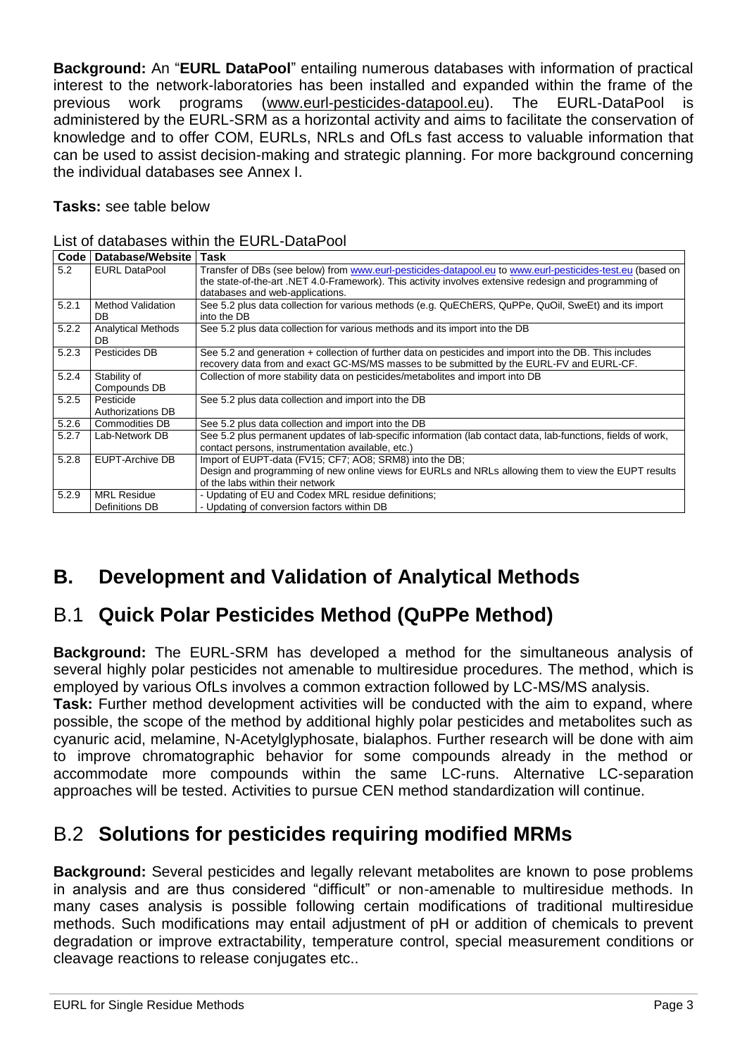**Background:** An "**EURL DataPool**" entailing numerous databases with information of practical interest to the network-laboratories has been installed and expanded within the frame of the previous work programs (www.eurl-pesticides-datapool.eu). The EURL-DataPool is administered by the EURL-SRM as a horizontal activity and aims to facilitate the conservation of knowledge and to offer COM, EURLs, NRLs and OfLs fast access to valuable information that can be used to assist decision-making and strategic planning. For more background concerning the individual databases see Annex I.

**Tasks:** see table below

List of databases within the EURL-DataPool

| Code | Database/Website | Task |
|---|---|---|
| 5.2 | EURL DataPool | Transfer of DBs (see below) from www.eurl-pesticides-datapool.eu to www.eurl-pesticides-test.eu (based on the state-of-the-art .NET 4.0-Framework). This activity involves extensive redesign and programming of databases and web-applications. |
| 5.2.1 | Method Validation DB | See 5.2 plus data collection for various methods (e.g. QuEChERS, QuPPe, QuOil, SweEt) and its import into the DB |
| 5.2.2 | Analytical Methods DB | See 5.2 plus data collection for various methods and its import into the DB |
| 5.2.3 | Pesticides DB | See 5.2 and generation + collection of further data on pesticides and import into the DB. This includes recovery data from and exact GC-MS/MS masses to be submitted by the EURL-FV and EURL-CF. |
| 5.2.4 | Stability of Compounds DB | Collection of more stability data on pesticides/metabolites and import into DB |
| 5.2.5 | Pesticide Authorizations DB | See 5.2 plus data collection and import into the DB |
| 5.2.6 | Commodities DB | See 5.2 plus data collection and import into the DB |
| 5.2.7 | Lab-Network DB | See 5.2 plus permanent updates of lab-specific information (lab contact data, lab-functions, fields of work, contact persons, instrumentation available, etc.) |
| 5.2.8 | EUPT-Archive DB | Import of EUPT-data (FV15; CF7; AO8; SRM8) into the DB;<br>Design and programming of new online views for EURLs and NRLs allowing them to view the EUPT results of the labs within their network |
| 5.2.9 | MRL Residue Definitions DB | - Updating of EU and Codex MRL residue definitions;<br>- Updating of conversion factors within DB |

# B. Development and Validation of Analytical Methods

## B.1 Quick Polar Pesticides Method (QuPPe Method)

**Background:** The EURL-SRM has developed a method for the simultaneous analysis of several highly polar pesticides not amenable to multiresidue procedures. The method, which is employed by various OfLs involves a common extraction followed by LC-MS/MS analysis.
**Task:** Further method development activities will be conducted with the aim to expand, where possible, the scope of the method by additional highly polar pesticides and metabolites such as cyanuric acid, melamine, N-Acetylglyphosate, bialaphos. Further research will be done with aim to improve chromatographic behavior for some compounds already in the method or accommodate more compounds within the same LC-runs. Alternative LC-separation approaches will be tested. Activities to pursue CEN method standardization will continue.

## B.2 Solutions for pesticides requiring modified MRMs

**Background:** Several pesticides and legally relevant metabolites are known to pose problems in analysis and are thus considered "difficult" or non-amenable to multiresidue methods. In many cases analysis is possible following certain modifications of traditional multiresidue methods. Such modifications may entail adjustment of pH or addition of chemicals to prevent degradation or improve extractability, temperature control, special measurement conditions or cleavage reactions to release conjugates etc..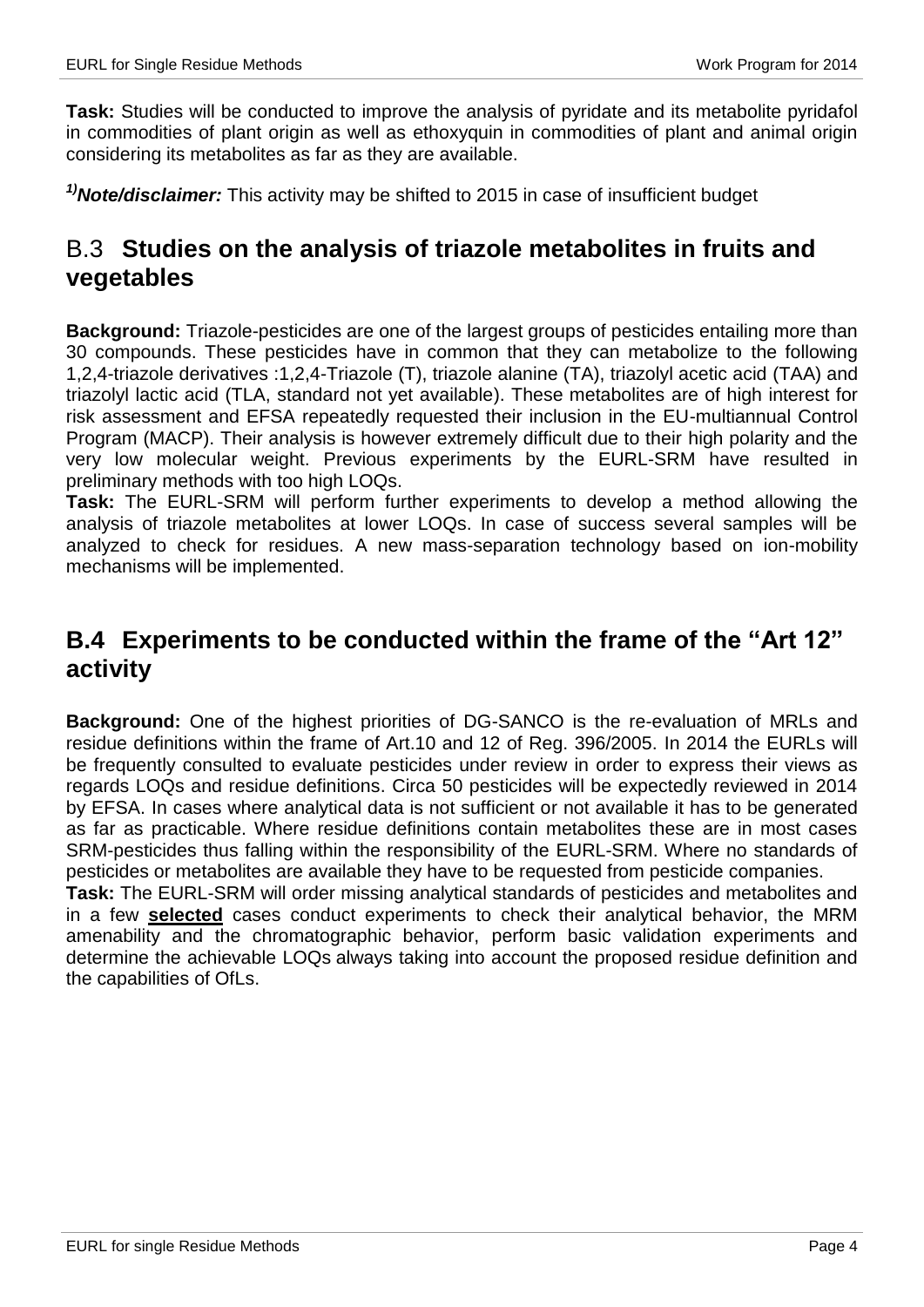**Task:** Studies will be conducted to improve the analysis of pyridate and its metabolite pyridafol in commodities of plant origin as well as ethoxyquin in commodities of plant and animal origin considering its metabolites as far as they are available.

***1)Note/disclaimer:*** This activity may be shifted to 2015 in case of insufficient budget

## B.3 **Studies on the analysis of triazole metabolites in fruits and vegetables**

**Background:** Triazole-pesticides are one of the largest groups of pesticides entailing more than 30 compounds. These pesticides have in common that they can metabolize to the following 1,2,4-triazole derivatives :1,2,4-Triazole (T), triazole alanine (TA), triazolyl acetic acid (TAA) and triazolyl lactic acid (TLA, standard not yet available). These metabolites are of high interest for risk assessment and EFSA repeatedly requested their inclusion in the EU-multiannual Control Program (MACP). Their analysis is however extremely difficult due to their high polarity and the very low molecular weight. Previous experiments by the EURL-SRM have resulted in preliminary methods with too high LOQs.
**Task:** The EURL-SRM will perform further experiments to develop a method allowing the analysis of triazole metabolites at lower LOQs. In case of success several samples will be analyzed to check for residues. A new mass-separation technology based on ion-mobility mechanisms will be implemented.

## **B.4 Experiments to be conducted within the frame of the "Art 12" activity**

**Background:** One of the highest priorities of DG-SANCO is the re-evaluation of MRLs and residue definitions within the frame of Art.10 and 12 of Reg. 396/2005. In 2014 the EURLs will be frequently consulted to evaluate pesticides under review in order to express their views as regards LOQs and residue definitions. Circa 50 pesticides will be expectedly reviewed in 2014 by EFSA. In cases where analytical data is not sufficient or not available it has to be generated as far as practicable. Where residue definitions contain metabolites these are in most cases SRM-pesticides thus falling within the responsibility of the EURL-SRM. Where no standards of pesticides or metabolites are available they have to be requested from pesticide companies.
**Task:** The EURL-SRM will order missing analytical standards of pesticides and metabolites and in a few **selected** cases conduct experiments to check their analytical behavior, the MRM amenability and the chromatographic behavior, perform basic validation experiments and determine the achievable LOQs always taking into account the proposed residue definition and the capabilities of OfLs.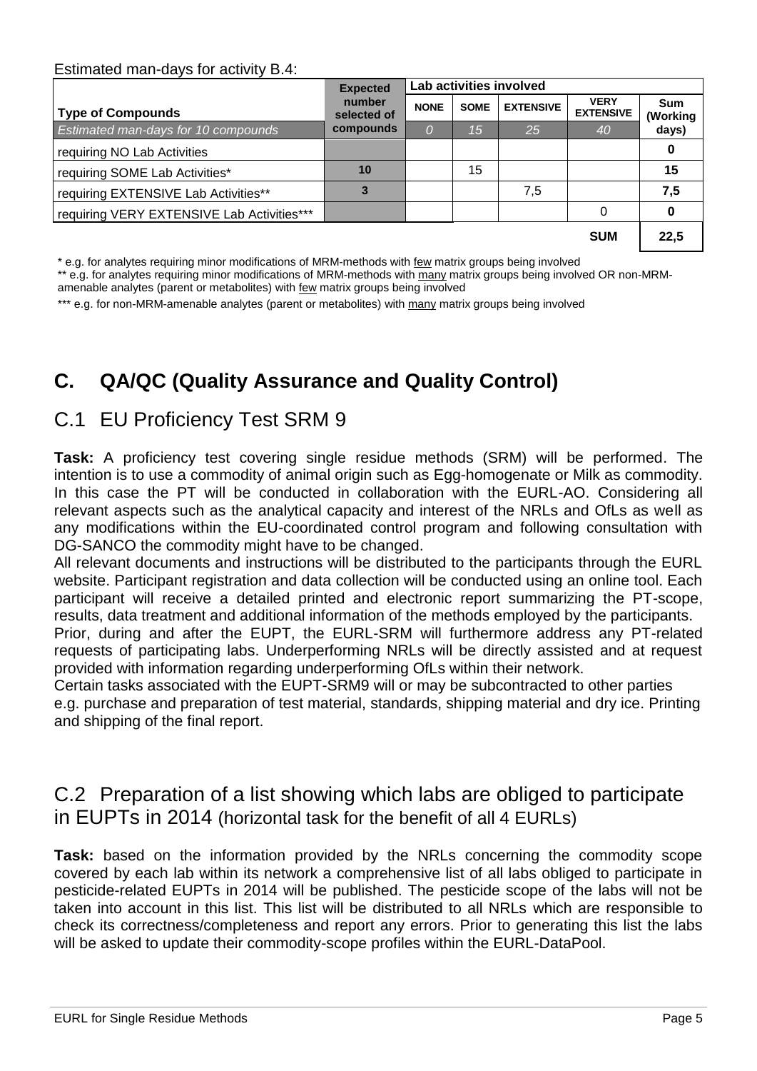Estimated man-days for activity B.4:

| Type of Compounds | Expected number selected of compounds | Lab activities involved | | | | Sum (Working days) |
|---|---|---|---|---|---|---|
| | | NONE | SOME | EXTENSIVE | VERY EXTENSIVE | |
| *Estimated man-days for 10 compounds* | | *0* | *15* | *25* | *40* | |
| requiring NO Lab Activities | | | | | | **0** |
| requiring SOME Lab Activities* | **10** | | 15 | | | **15** |
| requiring EXTENSIVE Lab Activities** | **3** | | | 7,5 | | **7,5** |
| requiring VERY EXTENSIVE Lab Activities*** | | | | | 0 | **0** |
| | | | | | **SUM** | **22,5** |

\* e.g. for analytes requiring minor modifications of MRM-methods with few matrix groups being involved

\*\* e.g. for analytes requiring minor modifications of MRM-methods with many matrix groups being involved OR non-MRM-amenable analytes (parent or metabolites) with few matrix groups being involved

\*\*\* e.g. for non-MRM-amenable analytes (parent or metabolites) with many matrix groups being involved

# C. QA/QC (Quality Assurance and Quality Control)

## C.1 EU Proficiency Test SRM 9

**Task:** A proficiency test covering single residue methods (SRM) will be performed. The intention is to use a commodity of animal origin such as Egg-homogenate or Milk as commodity. In this case the PT will be conducted in collaboration with the EURL-AO. Considering all relevant aspects such as the analytical capacity and interest of the NRLs and OfLs as well as any modifications within the EU-coordinated control program and following consultation with DG-SANCO the commodity might have to be changed.

All relevant documents and instructions will be distributed to the participants through the EURL website. Participant registration and data collection will be conducted using an online tool. Each participant will receive a detailed printed and electronic report summarizing the PT-scope, results, data treatment and additional information of the methods employed by the participants.

Prior, during and after the EUPT, the EURL-SRM will furthermore address any PT-related requests of participating labs. Underperforming NRLs will be directly assisted and at request provided with information regarding underperforming OfLs within their network.

Certain tasks associated with the EUPT-SRM9 will or may be subcontracted to other parties e.g. purchase and preparation of test material, standards, shipping material and dry ice. Printing and shipping of the final report.

## C.2 Preparation of a list showing which labs are obliged to participate in EUPTs in 2014 (horizontal task for the benefit of all 4 EURLs)

**Task:** based on the information provided by the NRLs concerning the commodity scope covered by each lab within its network a comprehensive list of all labs obliged to participate in pesticide-related EUPTs in 2014 will be published. The pesticide scope of the labs will not be taken into account in this list. This list will be distributed to all NRLs which are responsible to check its correctness/completeness and report any errors. Prior to generating this list the labs will be asked to update their commodity-scope profiles within the EURL-DataPool.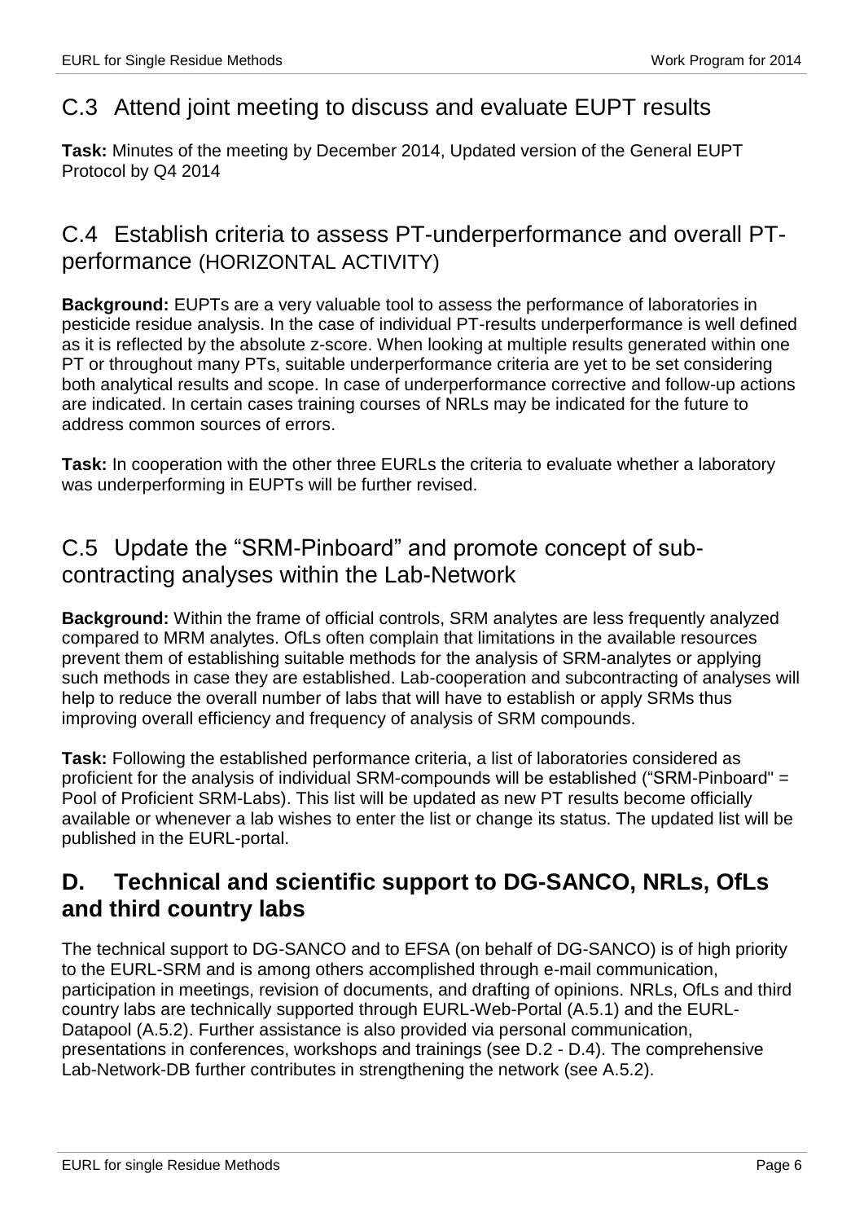## C.3 Attend joint meeting to discuss and evaluate EUPT results

**Task:** Minutes of the meeting by December 2014, Updated version of the General EUPT Protocol by Q4 2014

## C.4 Establish criteria to assess PT-underperformance and overall PT-performance (HORIZONTAL ACTIVITY)

**Background:** EUPTs are a very valuable tool to assess the performance of laboratories in pesticide residue analysis. In the case of individual PT-results underperformance is well defined as it is reflected by the absolute z-score. When looking at multiple results generated within one PT or throughout many PTs, suitable underperformance criteria are yet to be set considering both analytical results and scope. In case of underperformance corrective and follow-up actions are indicated. In certain cases training courses of NRLs may be indicated for the future to address common sources of errors.

**Task:** In cooperation with the other three EURLs the criteria to evaluate whether a laboratory was underperforming in EUPTs will be further revised.

## C.5 Update the "SRM-Pinboard" and promote concept of sub-contracting analyses within the Lab-Network

**Background:** Within the frame of official controls, SRM analytes are less frequently analyzed compared to MRM analytes. OfLs often complain that limitations in the available resources prevent them of establishing suitable methods for the analysis of SRM-analytes or applying such methods in case they are established. Lab-cooperation and subcontracting of analyses will help to reduce the overall number of labs that will have to establish or apply SRMs thus improving overall efficiency and frequency of analysis of SRM compounds.

**Task:** Following the established performance criteria, a list of laboratories considered as proficient for the analysis of individual SRM-compounds will be established ("SRM-Pinboard" = Pool of Proficient SRM-Labs). This list will be updated as new PT results become officially available or whenever a lab wishes to enter the list or change its status. The updated list will be published in the EURL-portal.

# D. Technical and scientific support to DG-SANCO, NRLs, OfLs and third country labs

The technical support to DG-SANCO and to EFSA (on behalf of DG-SANCO) is of high priority to the EURL-SRM and is among others accomplished through e-mail communication, participation in meetings, revision of documents, and drafting of opinions. NRLs, OfLs and third country labs are technically supported through EURL-Web-Portal (A.5.1) and the EURL-Datapool (A.5.2). Further assistance is also provided via personal communication, presentations in conferences, workshops and trainings (see D.2 - D.4). The comprehensive Lab-Network-DB further contributes in strengthening the network (see A.5.2).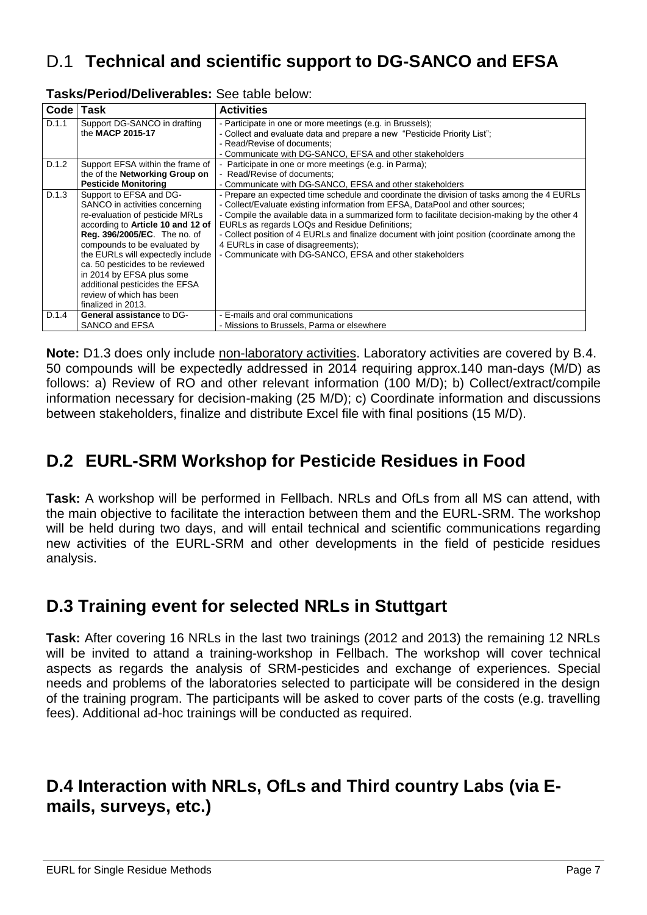## D.1 **Technical and scientific support to DG-SANCO and EFSA**

**Tasks/Period/Deliverables:** See table below:

| Code | Task | Activities |
|---|---|---|
| D.1.1 | Support DG-SANCO in drafting the **MACP 2015-17** | - Participate in one or more meetings (e.g. in Brussels);<br>- Collect and evaluate data and prepare a new "Pesticide Priority List";<br>- Read/Revise of documents;<br>- Communicate with DG-SANCO, EFSA and other stakeholders |
| D.1.2 | Support EFSA within the frame of the of the **Networking Group on Pesticide Monitoring** | - Participate in one or more meetings (e.g. in Parma);<br>- Read/Revise of documents;<br>- Communicate with DG-SANCO, EFSA and other stakeholders |
| D.1.3 | Support to EFSA and DG-SANCO in activities concerning re-evaluation of pesticide MRLs according to **Article 10 and 12 of Reg. 396/2005/EC**. The no. of compounds to be evaluated by the EURLs will expectedly include ca. 50 pesticides to be reviewed in 2014 by EFSA plus some additional pesticides the EFSA review of which has been finalized in 2013. | - Prepare an expected time schedule and coordinate the division of tasks among the 4 EURLs<br>- Collect/Evaluate existing information from EFSA, DataPool and other sources;<br>- Compile the available data in a summarized form to facilitate decision-making by the other 4 EURLs as regards LOQs and Residue Definitions;<br>- Collect position of 4 EURLs and finalize document with joint position (coordinate among the 4 EURLs in case of disagreements);<br>- Communicate with DG-SANCO, EFSA and other stakeholders |
| D.1.4 | **General assistance** to DG-SANCO and EFSA | - E-mails and oral communications<br>- Missions to Brussels, Parma or elsewhere |

**Note:** D1.3 does only include <u>non-laboratory activities</u>. Laboratory activities are covered by B.4. 50 compounds will be expectedly addressed in 2014 requiring approx.140 man-days (M/D) as follows: a) Review of RO and other relevant information (100 M/D); b) Collect/extract/compile information necessary for decision-making (25 M/D); c) Coordinate information and discussions between stakeholders, finalize and distribute Excel file with final positions (15 M/D).

## D.2 EURL-SRM Workshop for Pesticide Residues in Food

**Task:** A workshop will be performed in Fellbach. NRLs and OfLs from all MS can attend, with the main objective to facilitate the interaction between them and the EURL-SRM. The workshop will be held during two days, and will entail technical and scientific communications regarding new activities of the EURL-SRM and other developments in the field of pesticide residues analysis.

## D.3 Training event for selected NRLs in Stuttgart

**Task:** After covering 16 NRLs in the last two trainings (2012 and 2013) the remaining 12 NRLs will be invited to attand a training-workshop in Fellbach. The workshop will cover technical aspects as regards the analysis of SRM-pesticides and exchange of experiences. Special needs and problems of the laboratories selected to participate will be considered in the design of the training program. The participants will be asked to cover parts of the costs (e.g. travelling fees). Additional ad-hoc trainings will be conducted as required.

## D.4 Interaction with NRLs, OfLs and Third country Labs (via E-mails, surveys, etc.)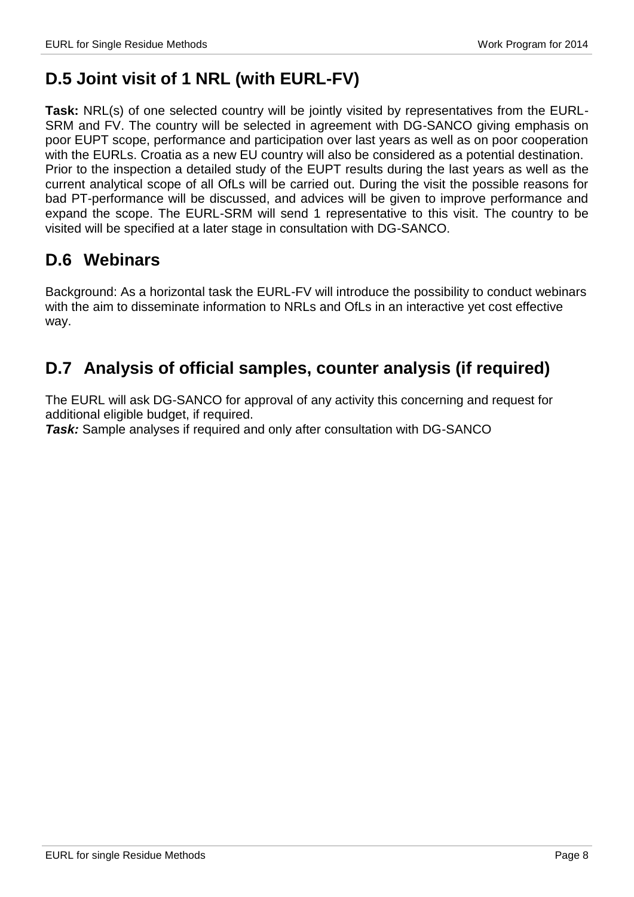## D.5 Joint visit of 1 NRL (with EURL-FV)

**Task:** NRL(s) of one selected country will be jointly visited by representatives from the EURL-SRM and FV. The country will be selected in agreement with DG-SANCO giving emphasis on poor EUPT scope, performance and participation over last years as well as on poor cooperation with the EURLs. Croatia as a new EU country will also be considered as a potential destination. Prior to the inspection a detailed study of the EUPT results during the last years as well as the current analytical scope of all OfLs will be carried out. During the visit the possible reasons for bad PT-performance will be discussed, and advices will be given to improve performance and expand the scope. The EURL-SRM will send 1 representative to this visit. The country to be visited will be specified at a later stage in consultation with DG-SANCO.

## D.6 Webinars

Background: As a horizontal task the EURL-FV will introduce the possibility to conduct webinars with the aim to disseminate information to NRLs and OfLs in an interactive yet cost effective way.

## D.7 Analysis of official samples, counter analysis (if required)

The EURL will ask DG-SANCO for approval of any activity this concerning and request for additional eligible budget, if required.

***Task:*** Sample analyses if required and only after consultation with DG-SANCO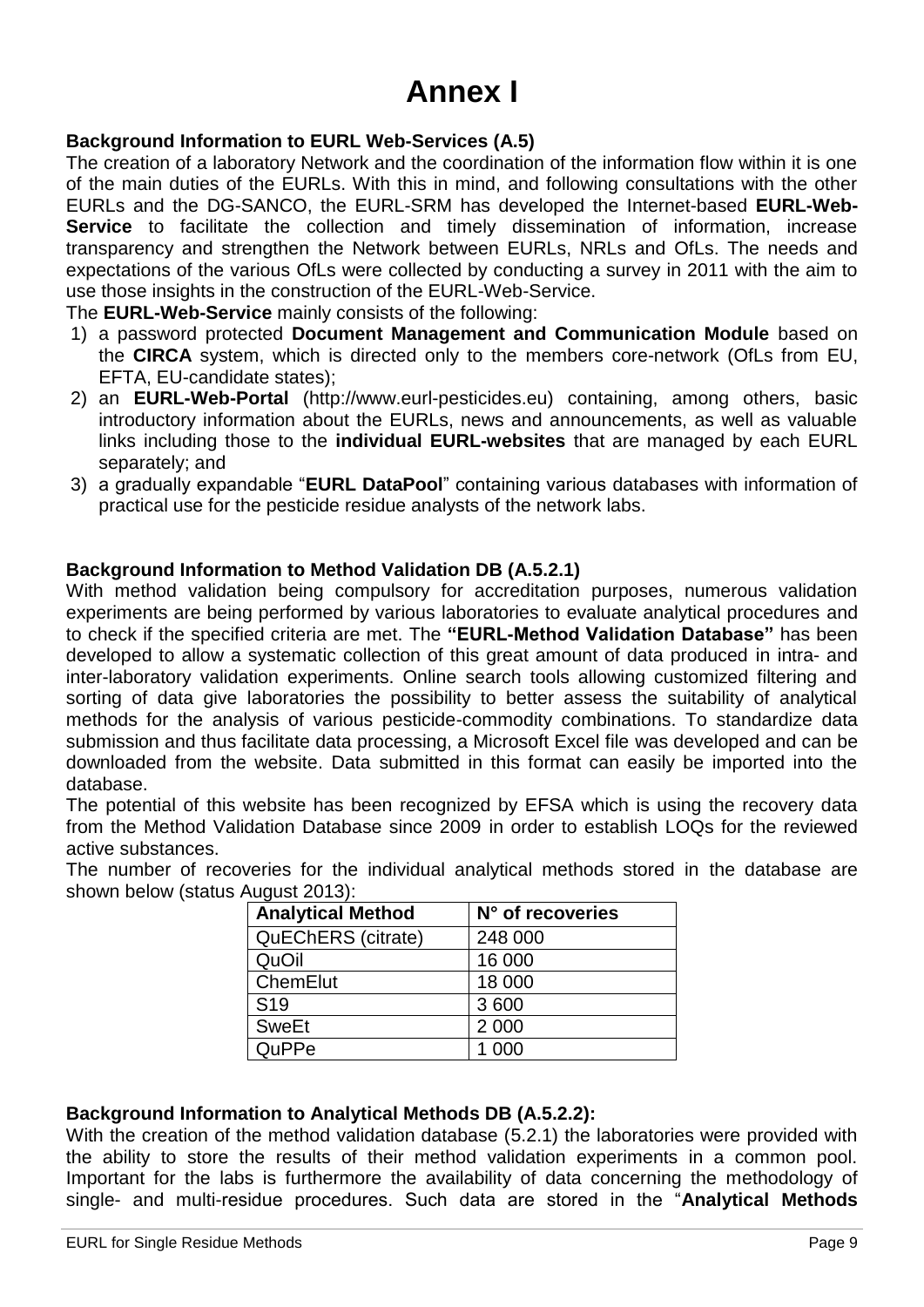# Annex I

**Background Information to EURL Web-Services (A.5)**

The creation of a laboratory Network and the coordination of the information flow within it is one of the main duties of the EURLs. With this in mind, and following consultations with the other EURLs and the DG-SANCO, the EURL-SRM has developed the Internet-based **EURL-Web-Service** to facilitate the collection and timely dissemination of information, increase transparency and strengthen the Network between EURLs, NRLs and OfLs. The needs and expectations of the various OfLs were collected by conducting a survey in 2011 with the aim to use those insights in the construction of the EURL-Web-Service.

The **EURL-Web-Service** mainly consists of the following:

1) a password protected **Document Management and Communication Module** based on the **CIRCA** system, which is directed only to the members core-network (OfLs from EU, EFTA, EU-candidate states);
2) an **EURL-Web-Portal** (http://www.eurl-pesticides.eu) containing, among others, basic introductory information about the EURLs, news and announcements, as well as valuable links including those to the **individual EURL-websites** that are managed by each EURL separately; and
3) a gradually expandable "**EURL DataPool**" containing various databases with information of practical use for the pesticide residue analysts of the network labs.

**Background Information to Method Validation DB (A.5.2.1)**

With method validation being compulsory for accreditation purposes, numerous validation experiments are being performed by various laboratories to evaluate analytical procedures and to check if the specified criteria are met. The **"EURL-Method Validation Database"** has been developed to allow a systematic collection of this great amount of data produced in intra- and inter-laboratory validation experiments. Online search tools allowing customized filtering and sorting of data give laboratories the possibility to better assess the suitability of analytical methods for the analysis of various pesticide-commodity combinations. To standardize data submission and thus facilitate data processing, a Microsoft Excel file was developed and can be downloaded from the website. Data submitted in this format can easily be imported into the database.

The potential of this website has been recognized by EFSA which is using the recovery data from the Method Validation Database since 2009 in order to establish LOQs for the reviewed active substances.

The number of recoveries for the individual analytical methods stored in the database are shown below (status August 2013):

| Analytical Method | N° of recoveries |
|---|---|
| QuEChERS (citrate) | 248 000 |
| QuOil | 16 000 |
| ChemElut | 18 000 |
| S19 | 3 600 |
| SweEt | 2 000 |
| QuPPe | 1 000 |

**Background Information to Analytical Methods DB (A.5.2.2):**

With the creation of the method validation database (5.2.1) the laboratories were provided with the ability to store the results of their method validation experiments in a common pool. Important for the labs is furthermore the availability of data concerning the methodology of single- and multi-residue procedures. Such data are stored in the "**Analytical Methods**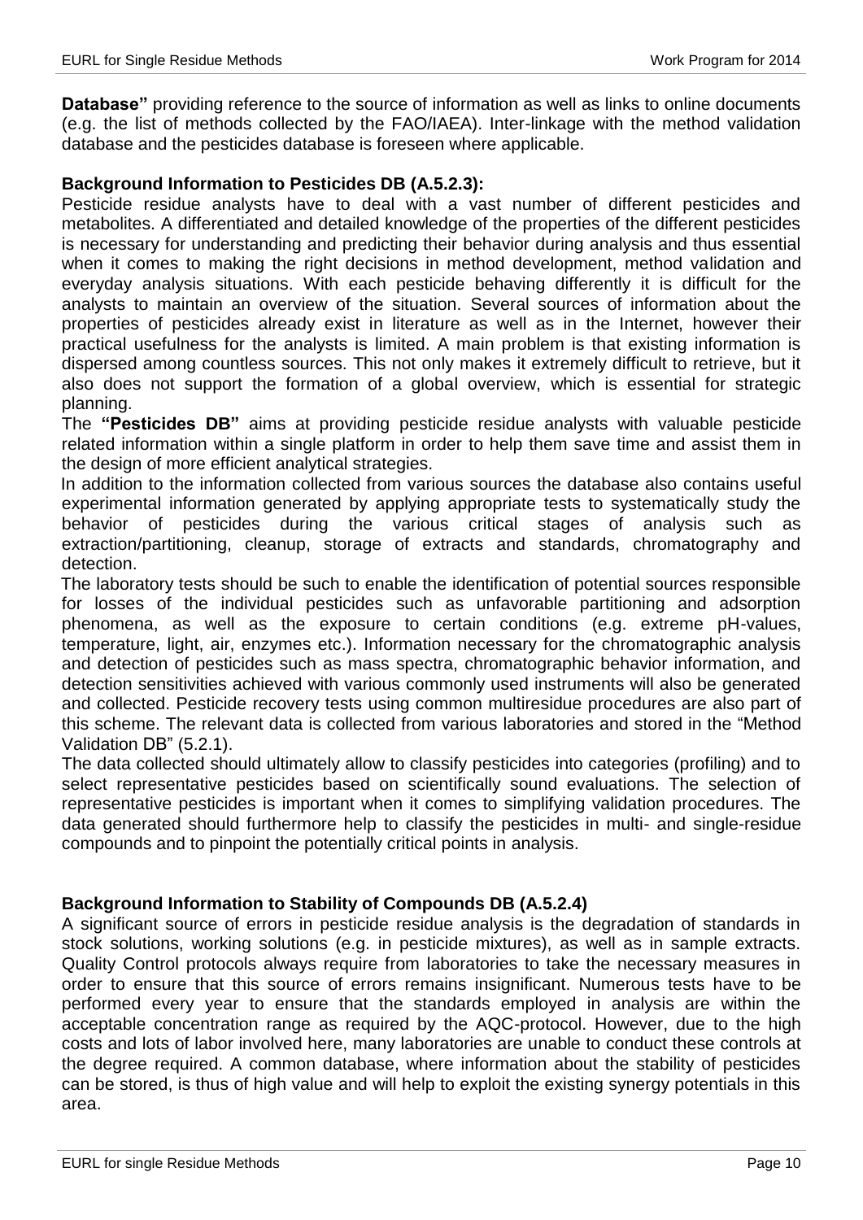**Database"** providing reference to the source of information as well as links to online documents (e.g. the list of methods collected by the FAO/IAEA). Inter-linkage with the method validation database and the pesticides database is foreseen where applicable.

**Background Information to Pesticides DB (A.5.2.3):**

Pesticide residue analysts have to deal with a vast number of different pesticides and metabolites. A differentiated and detailed knowledge of the properties of the different pesticides is necessary for understanding and predicting their behavior during analysis and thus essential when it comes to making the right decisions in method development, method validation and everyday analysis situations. With each pesticide behaving differently it is difficult for the analysts to maintain an overview of the situation. Several sources of information about the properties of pesticides already exist in literature as well as in the Internet, however their practical usefulness for the analysts is limited. A main problem is that existing information is dispersed among countless sources. This not only makes it extremely difficult to retrieve, but it also does not support the formation of a global overview, which is essential for strategic planning.

The **"Pesticides DB"** aims at providing pesticide residue analysts with valuable pesticide related information within a single platform in order to help them save time and assist them in the design of more efficient analytical strategies.

In addition to the information collected from various sources the database also contains useful experimental information generated by applying appropriate tests to systematically study the behavior of pesticides during the various critical stages of analysis such as extraction/partitioning, cleanup, storage of extracts and standards, chromatography and detection.

The laboratory tests should be such to enable the identification of potential sources responsible for losses of the individual pesticides such as unfavorable partitioning and adsorption phenomena, as well as the exposure to certain conditions (e.g. extreme pH-values, temperature, light, air, enzymes etc.). Information necessary for the chromatographic analysis and detection of pesticides such as mass spectra, chromatographic behavior information, and detection sensitivities achieved with various commonly used instruments will also be generated and collected. Pesticide recovery tests using common multiresidue procedures are also part of this scheme. The relevant data is collected from various laboratories and stored in the "Method Validation DB" (5.2.1).

The data collected should ultimately allow to classify pesticides into categories (profiling) and to select representative pesticides based on scientifically sound evaluations. The selection of representative pesticides is important when it comes to simplifying validation procedures. The data generated should furthermore help to classify the pesticides in multi- and single-residue compounds and to pinpoint the potentially critical points in analysis.

**Background Information to Stability of Compounds DB (A.5.2.4)**

A significant source of errors in pesticide residue analysis is the degradation of standards in stock solutions, working solutions (e.g. in pesticide mixtures), as well as in sample extracts. Quality Control protocols always require from laboratories to take the necessary measures in order to ensure that this source of errors remains insignificant. Numerous tests have to be performed every year to ensure that the standards employed in analysis are within the acceptable concentration range as required by the AQC-protocol. However, due to the high costs and lots of labor involved here, many laboratories are unable to conduct these controls at the degree required. A common database, where information about the stability of pesticides can be stored, is thus of high value and will help to exploit the existing synergy potentials in this area.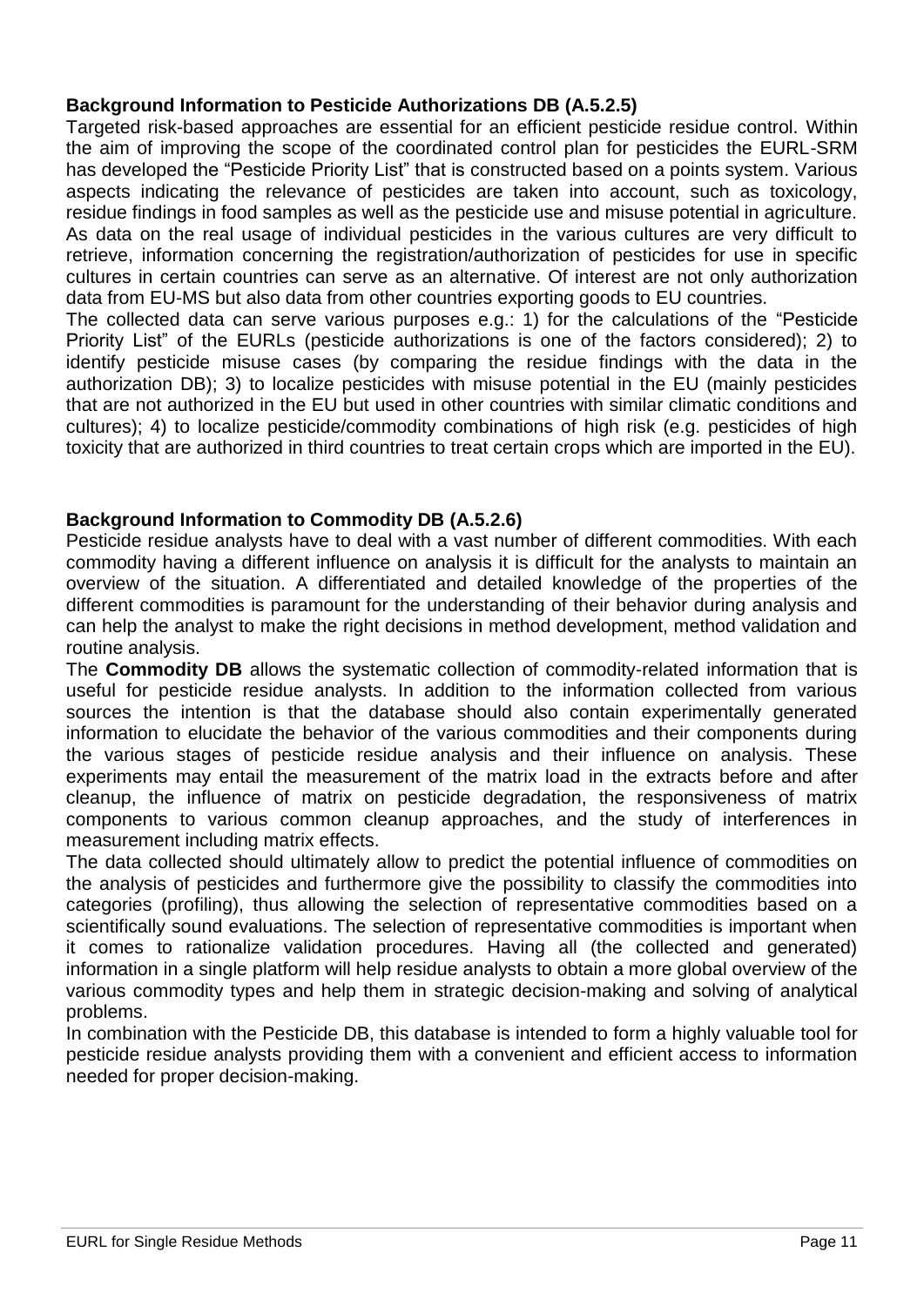**Background Information to Pesticide Authorizations DB (A.5.2.5)**

Targeted risk-based approaches are essential for an efficient pesticide residue control. Within the aim of improving the scope of the coordinated control plan for pesticides the EURL-SRM has developed the "Pesticide Priority List" that is constructed based on a points system. Various aspects indicating the relevance of pesticides are taken into account, such as toxicology, residue findings in food samples as well as the pesticide use and misuse potential in agriculture. As data on the real usage of individual pesticides in the various cultures are very difficult to retrieve, information concerning the registration/authorization of pesticides for use in specific cultures in certain countries can serve as an alternative. Of interest are not only authorization data from EU-MS but also data from other countries exporting goods to EU countries.

The collected data can serve various purposes e.g.: 1) for the calculations of the "Pesticide Priority List" of the EURLs (pesticide authorizations is one of the factors considered); 2) to identify pesticide misuse cases (by comparing the residue findings with the data in the authorization DB); 3) to localize pesticides with misuse potential in the EU (mainly pesticides that are not authorized in the EU but used in other countries with similar climatic conditions and cultures); 4) to localize pesticide/commodity combinations of high risk (e.g. pesticides of high toxicity that are authorized in third countries to treat certain crops which are imported in the EU).

**Background Information to Commodity DB (A.5.2.6)**

Pesticide residue analysts have to deal with a vast number of different commodities. With each commodity having a different influence on analysis it is difficult for the analysts to maintain an overview of the situation. A differentiated and detailed knowledge of the properties of the different commodities is paramount for the understanding of their behavior during analysis and can help the analyst to make the right decisions in method development, method validation and routine analysis.

The **Commodity DB** allows the systematic collection of commodity-related information that is useful for pesticide residue analysts. In addition to the information collected from various sources the intention is that the database should also contain experimentally generated information to elucidate the behavior of the various commodities and their components during the various stages of pesticide residue analysis and their influence on analysis. These experiments may entail the measurement of the matrix load in the extracts before and after cleanup, the influence of matrix on pesticide degradation, the responsiveness of matrix components to various common cleanup approaches, and the study of interferences in measurement including matrix effects.

The data collected should ultimately allow to predict the potential influence of commodities on the analysis of pesticides and furthermore give the possibility to classify the commodities into categories (profiling), thus allowing the selection of representative commodities based on a scientifically sound evaluations. The selection of representative commodities is important when it comes to rationalize validation procedures. Having all (the collected and generated) information in a single platform will help residue analysts to obtain a more global overview of the various commodity types and help them in strategic decision-making and solving of analytical problems.

In combination with the Pesticide DB, this database is intended to form a highly valuable tool for pesticide residue analysts providing them with a convenient and efficient access to information needed for proper decision-making.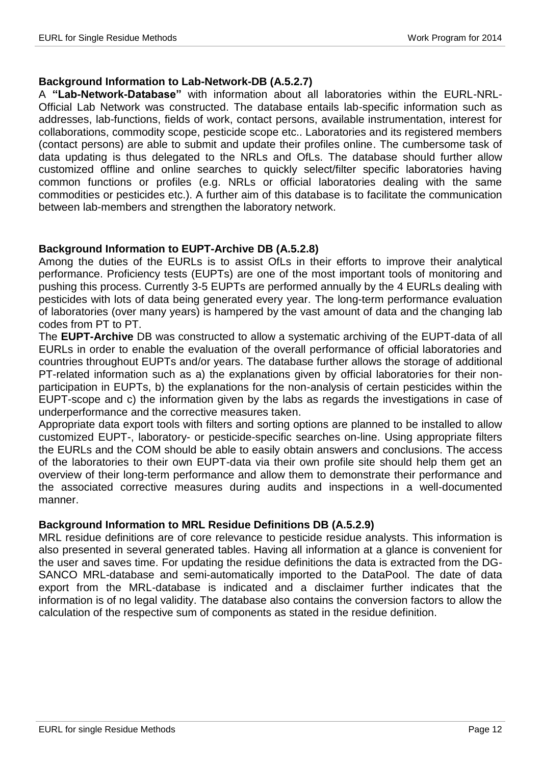### Background Information to Lab-Network-DB (A.5.2.7)

A **"Lab-Network-Database"** with information about all laboratories within the EURL-NRL-Official Lab Network was constructed. The database entails lab-specific information such as addresses, lab-functions, fields of work, contact persons, available instrumentation, interest for collaborations, commodity scope, pesticide scope etc.. Laboratories and its registered members (contact persons) are able to submit and update their profiles online. The cumbersome task of data updating is thus delegated to the NRLs and OfLs. The database should further allow customized offline and online searches to quickly select/filter specific laboratories having common functions or profiles (e.g. NRLs or official laboratories dealing with the same commodities or pesticides etc.). A further aim of this database is to facilitate the communication between lab-members and strengthen the laboratory network.

### Background Information to EUPT-Archive DB (A.5.2.8)

Among the duties of the EURLs is to assist OfLs in their efforts to improve their analytical performance. Proficiency tests (EUPTs) are one of the most important tools of monitoring and pushing this process. Currently 3-5 EUPTs are performed annually by the 4 EURLs dealing with pesticides with lots of data being generated every year. The long-term performance evaluation of laboratories (over many years) is hampered by the vast amount of data and the changing lab codes from PT to PT.

The **EUPT-Archive** DB was constructed to allow a systematic archiving of the EUPT-data of all EURLs in order to enable the evaluation of the overall performance of official laboratories and countries throughout EUPTs and/or years. The database further allows the storage of additional PT-related information such as a) the explanations given by official laboratories for their non-participation in EUPTs, b) the explanations for the non-analysis of certain pesticides within the EUPT-scope and c) the information given by the labs as regards the investigations in case of underperformance and the corrective measures taken.

Appropriate data export tools with filters and sorting options are planned to be installed to allow customized EUPT-, laboratory- or pesticide-specific searches on-line. Using appropriate filters the EURLs and the COM should be able to easily obtain answers and conclusions. The access of the laboratories to their own EUPT-data via their own profile site should help them get an overview of their long-term performance and allow them to demonstrate their performance and the associated corrective measures during audits and inspections in a well-documented manner.

### Background Information to MRL Residue Definitions DB (A.5.2.9)

MRL residue definitions are of core relevance to pesticide residue analysts. This information is also presented in several generated tables. Having all information at a glance is convenient for the user and saves time. For updating the residue definitions the data is extracted from the DG-SANCO MRL-database and semi-automatically imported to the DataPool. The date of data export from the MRL-database is indicated and a disclaimer further indicates that the information is of no legal validity. The database also contains the conversion factors to allow the calculation of the respective sum of components as stated in the residue definition.